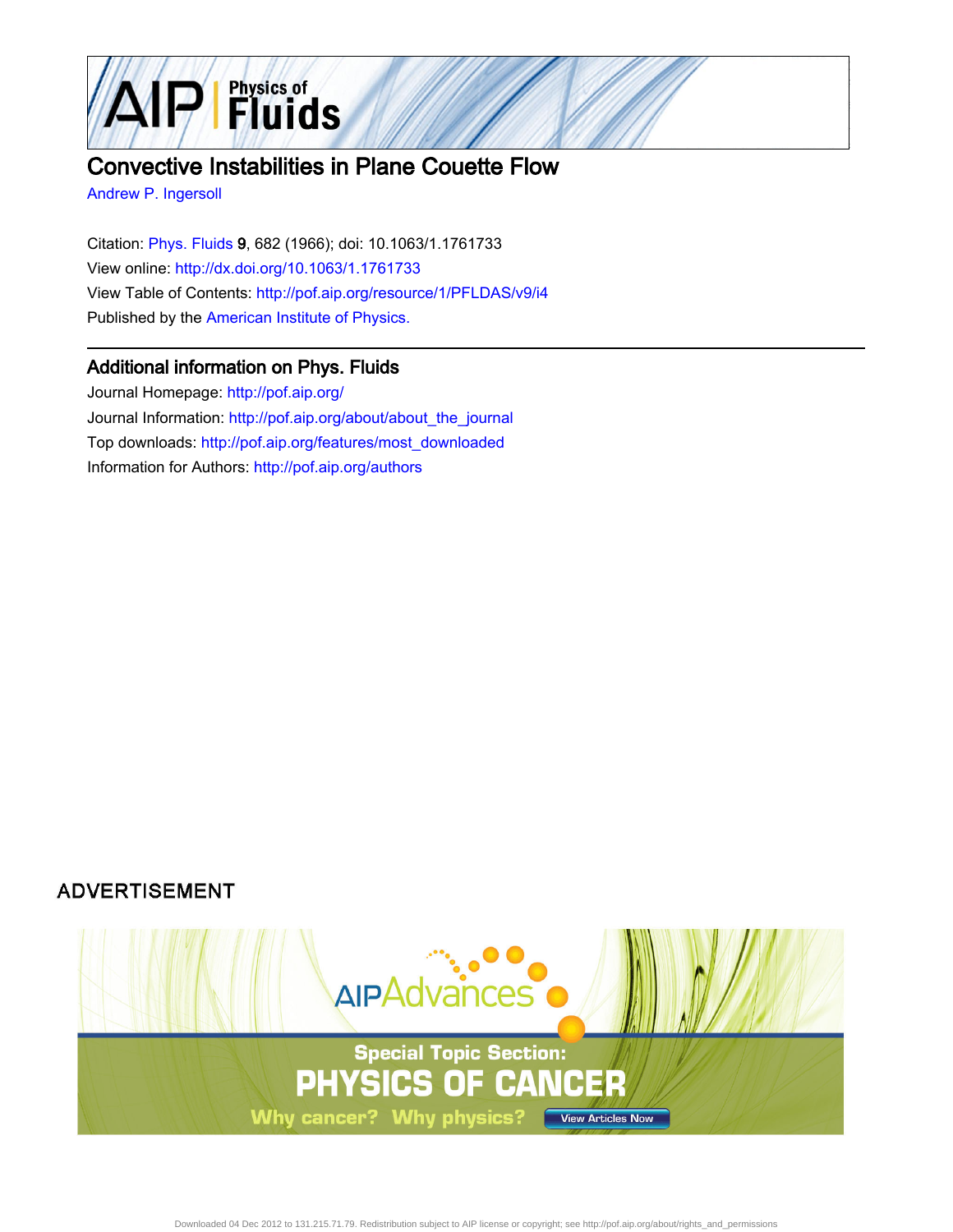# Convective Instabilities in Plane Couette Flow

Andrew P. Ingersoll

Citation: Phys. Fluids **9**, 682 (1966); doi: 10.1063/1.1761733

View online: http://dx.doi.org/10.1063/1.1761733

View Table of Contents: http://pof.aip.org/resource/1/PFLDAS/v9/i4

Published by the American Institute of Physics.

## Additional information on Phys. Fluids

Journal Homepage: http://pof.aip.org/

Journal Information: http://pof.aip.org/about/about_the_journal

Top downloads: http://pof.aip.org/features/most_downloaded

Information for Authors: http://pof.aip.org/authors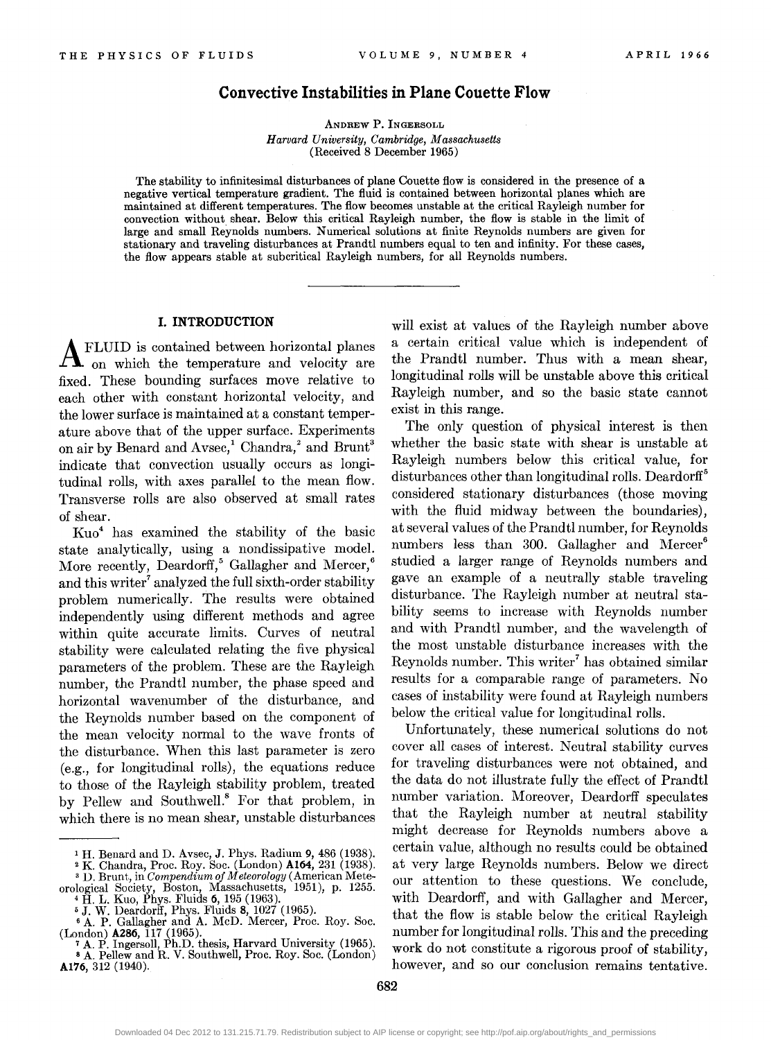# Convective Instabilities in Plane Couette Flow

Andrew P. Ingersoll

*Harvard University, Cambridge, Massachusetts*

(Received 8 December 1965)

The stability to infinitesimal disturbances of plane Couette flow is considered in the presence of a negative vertical temperature gradient. The fluid is contained between horizontal planes which are maintained at different temperatures. The flow becomes unstable at the critical Rayleigh number for convection without shear. Below this critical Rayleigh number, the flow is stable in the limit of large and small Reynolds numbers. Numerical solutions at finite Reynolds numbers are given for stationary and traveling disturbances at Prandtl numbers equal to ten and infinity. For these cases, the flow appears stable at subcritical Rayleigh numbers, for all Reynolds numbers.

## I. INTRODUCTION

A fluid is contained between horizontal planes on which the temperature and velocity are fixed. These bounding surfaces move relative to each other with constant horizontal velocity, and the lower surface is maintained at a constant temperature above that of the upper surface. Experiments on air by Benard and Avsec,[1] Chandra,[2] and Brunt[3] indicate that convection usually occurs as longitudinal rolls, with axes parallel to the mean flow. Transverse rolls are also observed at small rates of shear.

Kuo[4] has examined the stability of the basic state analytically, using a nondissipative model. More recently, Deardorff,[5] Gallagher and Mercer,[6] and this writer[7] analyzed the full sixth-order stability problem numerically. The results were obtained independently using different methods and agree within quite accurate limits. Curves of neutral stability were calculated relating the five physical parameters of the problem. These are the Rayleigh number, the Prandtl number, the phase speed and horizontal wavenumber of the disturbance, and the Reynolds number based on the component of the mean velocity normal to the wave fronts of the disturbance. When this last parameter is zero (e.g., for longitudinal rolls), the equations reduce to those of the Rayleigh stability problem, treated by Pellew and Southwell.[8] For that problem, in which there is no mean shear, unstable disturbances will exist at values of the Rayleigh number above a certain critical value which is independent of the Prandtl number. Thus with a mean shear, longitudinal rolls will be unstable above this critical Rayleigh number, and so the basic state cannot exist in this range.

The only question of physical interest is then whether the basic state with shear is unstable at Rayleigh numbers below this critical value, for disturbances other than longitudinal rolls. Deardorff[5] considered stationary disturbances (those moving with the fluid midway between the boundaries), at several values of the Prandtl number, for Reynolds numbers less than 300. Gallagher and Mercer[6] studied a larger range of Reynolds numbers and gave an example of a neutrally stable traveling disturbance. The Rayleigh number at neutral stability seems to increase with Reynolds number and with Prandtl number, and the wavelength of the most unstable disturbance increases with the Reynolds number. This writer[7] has obtained similar results for a comparable range of parameters. No cases of instability were found at Rayleigh numbers below the critical value for longitudinal rolls.

Unfortunately, these numerical solutions do not cover all cases of interest. Neutral stability curves for traveling disturbances were not obtained, and the data do not illustrate fully the effect of Prandtl number variation. Moreover, Deardorff speculates that the Rayleigh number at neutral stability might decrease for Reynolds numbers above a certain value, although no results could be obtained at very large Reynolds numbers. Below we direct our attention to these questions. We conclude, with Deardorff, and with Gallagher and Mercer, that the flow is stable below the critical Rayleigh number for longitudinal rolls. This and the preceding work do not constitute a rigorous proof of stability, however, and so our conclusion remains tentative.

---

[1] H. Benard and D. Avsec, J. Phys. Radium **9**, 486 (1938).
[2] K. Chandra, Proc. Roy. Soc. (London) **A164**, 231 (1938).
[3] D. Brunt, in *Compendium of Meteorology* (American Meteorological Society, Boston, Massachusetts, 1951), p. 1255.
[4] H. L. Kuo, Phys. Fluids **6**, 195 (1963).
[5] J. W. Deardorff, Phys. Fluids **8**, 1027 (1965).
[6] A. P. Gallagher and A. McD. Mercer, Proc. Roy. Soc. (London) **A286**, 117 (1965).
[7] A. P. Ingersoll, Ph.D. thesis, Harvard University (1965).
[8] A. Pellew and R. V. Southwell, Proc. Roy. Soc. (London) **A176**, 312 (1940).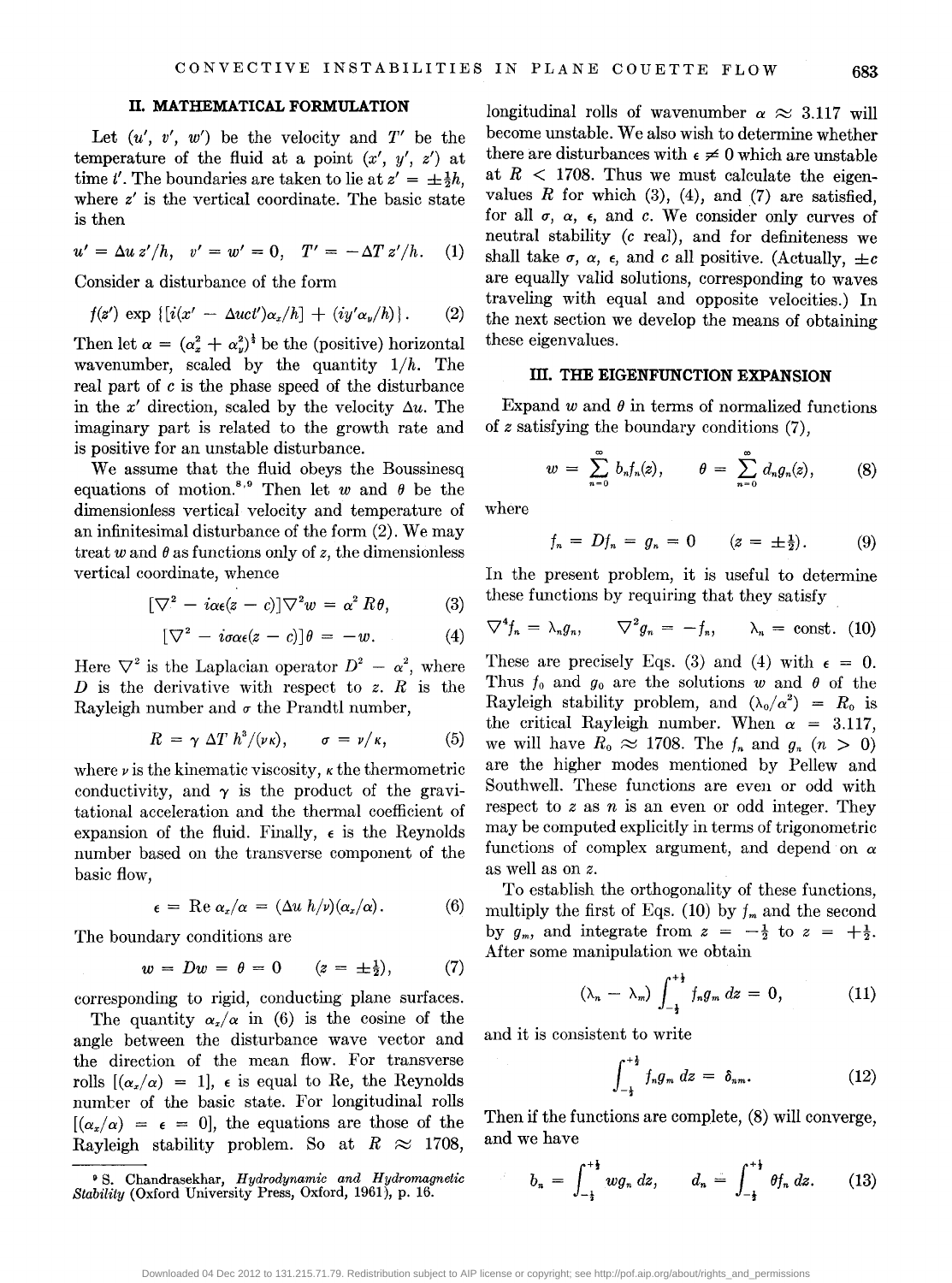## II. MATHEMATICAL FORMULATION

Let $(u', v', w')$ be the velocity and $T'$ be the temperature of the fluid at a point $(x', y', z')$ at time $t'$. The boundaries are taken to lie at $z' = \pm\frac{1}{2}h$, where $z'$ is the vertical coordinate. The basic state is then

$$u' = \Delta u\, z'/h, \quad v' = w' = 0, \quad T' = -\Delta T\, z'/h. \quad (1)$$

Consider a disturbance of the form

$$f(z') \exp\{[i(x' - \Delta u c t')\alpha_x/h] + (iy'\alpha_y/h)\}. \quad (2)$$

Then let $\alpha = (\alpha_x^2 + \alpha_y^2)^{\frac{1}{2}}$ be the (positive) horizontal wavenumber, scaled by the quantity $1/h$. The real part of $c$ is the phase speed of the disturbance in the $x'$ direction, scaled by the velocity $\Delta u$. The imaginary part is related to the growth rate and is positive for an unstable disturbance.

We assume that the fluid obeys the Boussinesq equations of motion.[8,9] Then let $w$ and $\theta$ be the dimensionless vertical velocity and temperature of an infinitesimal disturbance of the form (2). We may treat $w$ and $\theta$ as functions only of $z$, the dimensionless vertical coordinate, whence

$$[\nabla^2 - i\alpha\epsilon(z - c)]\nabla^2 w = \alpha^2 R\theta, \quad (3)$$

$$[\nabla^2 - i\sigma\alpha\epsilon(z - c)]\theta = -w. \quad (4)$$

Here $\nabla^2$ is the Laplacian operator $D^2 - \alpha^2$, where $D$ is the derivative with respect to $z$. $R$ is the Rayleigh number and $\sigma$ the Prandtl number,

$$R = \gamma\, \Delta T\, h^3/(\nu\kappa), \qquad \sigma = \nu/\kappa, \quad (5)$$

where $\nu$ is the kinematic viscosity, $\kappa$ the thermometric conductivity, and $\gamma$ is the product of the gravitational acceleration and the thermal coefficient of expansion of the fluid. Finally, $\epsilon$ is the Reynolds number based on the transverse component of the basic flow,

$$\epsilon = \text{Re}\, \alpha_x/\alpha = (\Delta u\, h/\nu)(\alpha_x/\alpha). \quad (6)$$

The boundary conditions are

$$w = Dw = \theta = 0 \qquad (z = \pm\tfrac{1}{2}), \quad (7)$$

corresponding to rigid, conducting plane surfaces.

The quantity $\alpha_x/\alpha$ in (6) is the cosine of the angle between the disturbance wave vector and the direction of the mean flow. For transverse rolls $[(\alpha_x/\alpha) = 1]$, $\epsilon$ is equal to Re, the Reynolds number of the basic state. For longitudinal rolls $[(\alpha_x/\alpha) = \epsilon = 0]$, the equations are those of the Rayleigh stability problem. So at $R \approx 1708$, longitudinal rolls of wavenumber $\alpha \approx 3.117$ will become unstable. We also wish to determine whether there are disturbances with $\epsilon \neq 0$ which are unstable at $R < 1708$. Thus we must calculate the eigenvalues $R$ for which (3), (4), and (7) are satisfied, for all $\sigma$, $\alpha$, $\epsilon$, and $c$. We consider only curves of neutral stability ($c$ real), and for definiteness we shall take $\sigma$, $\alpha$, $\epsilon$, and $c$ all positive. (Actually, $\pm c$ are equally valid solutions, corresponding to waves traveling with equal and opposite velocities.) In the next section we develop the means of obtaining these eigenvalues.

## III. THE EIGENFUNCTION EXPANSION

Expand $w$ and $\theta$ in terms of normalized functions of $z$ satisfying the boundary conditions (7),

$$w = \sum_{n=0}^{\infty} b_n f_n(z), \qquad \theta = \sum_{n=0}^{\infty} d_n g_n(z), \quad (8)$$

where

$$f_n = Df_n = g_n = 0 \qquad (z = \pm\tfrac{1}{2}). \quad (9)$$

In the present problem, it is useful to determine these functions by requiring that they satisfy

$$\nabla^4 f_n = \lambda_n g_n, \qquad \nabla^2 g_n = -f_n, \qquad \lambda_n = \text{const}. \quad (10)$$

These are precisely Eqs. (3) and (4) with $\epsilon = 0$. Thus $f_0$ and $g_0$ are the solutions $w$ and $\theta$ of the Rayleigh stability problem, and $(\lambda_0/\alpha^2) = R_0$ is the critical Rayleigh number. When $\alpha = 3.117$, we will have $R_0 \approx 1708$. The $f_n$ and $g_n$ $(n > 0)$ are the higher modes mentioned by Pellew and Southwell. These functions are even or odd with respect to $z$ as $n$ is an even or odd integer. They may be computed explicitly in terms of trigonometric functions of complex argument, and depend on $\alpha$ as well as on $z$.

To establish the orthogonality of these functions, multiply the first of Eqs. (10) by $f_m$ and the second by $g_m$, and integrate from $z = -\frac{1}{2}$ to $z = +\frac{1}{2}$. After some manipulation we obtain

$$(\lambda_n - \lambda_m) \int_{-\frac{1}{2}}^{+\frac{1}{2}} f_n g_m\, dz = 0, \quad (11)$$

and it is consistent to write

$$\int_{-\frac{1}{2}}^{+\frac{1}{2}} f_n g_m\, dz = \delta_{nm}. \quad (12)$$

Then if the functions are complete, (8) will converge, and we have

$$b_n = \int_{-\frac{1}{2}}^{+\frac{1}{2}} w g_n\, dz, \qquad d_n = \int_{-\frac{1}{2}}^{+\frac{1}{2}} \theta f_n\, dz. \quad (13)$$

---

[9] S. Chandrasekhar, *Hydrodynamic and Hydromagnetic Stability* (Oxford University Press, Oxford, 1961), p. 16.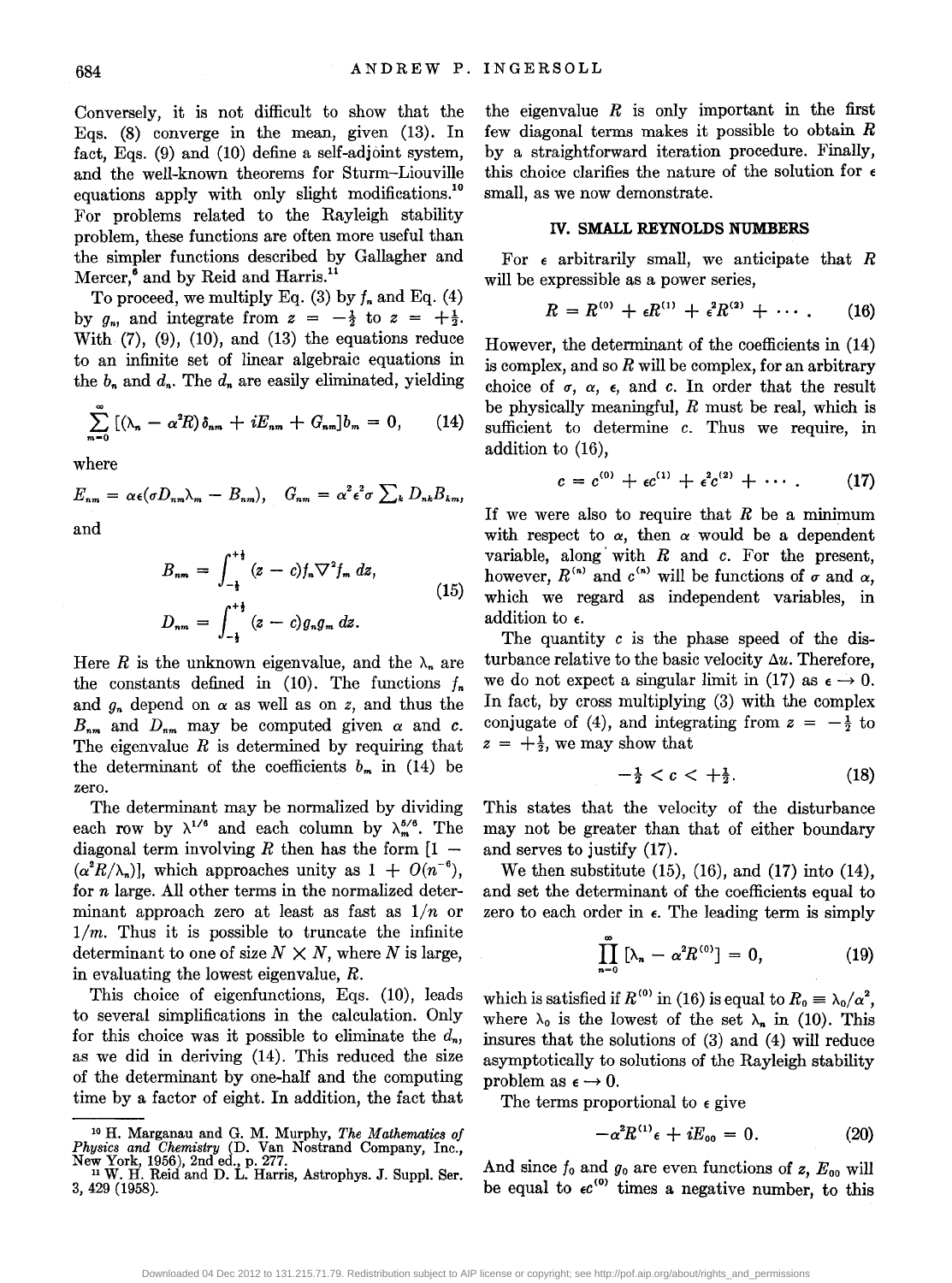Conversely, it is not difficult to show that the Eqs. (8) converge in the mean, given (13). In fact, Eqs. (9) and (10) define a self-adjoint system, and the well-known theorems for Sturm–Liouville equations apply with only slight modifications.[10] For problems related to the Rayleigh stability problem, these functions are often more useful than the simpler functions described by Gallagher and Mercer,[6] and by Reid and Harris.[11]

To proceed, we multiply Eq. (3) by $f_n$ and Eq. (4) by $g_n$, and integrate from $z = -\frac{1}{2}$ to $z = +\frac{1}{2}$. With (7), (9), (10), and (13) the equations reduce to an infinite set of linear algebraic equations in the $b_n$ and $d_n$. The $d_n$ are easily eliminated, yielding

$$\sum_{m=0}^{\infty} [(\lambda_n - \alpha^2 R)\delta_{nm} + iE_{nm} + G_{nm}]b_m = 0, \tag{14}$$

where

$$E_{nm} = \alpha\epsilon(\sigma D_{nm}\lambda_m - B_{nm}), \quad G_{nm} = \alpha^2\epsilon^2\sigma \sum_k D_{nk}B_{km},$$

and

$$B_{nm} = \int_{-\frac{1}{2}}^{+\frac{1}{2}} (z - c) f_n \nabla^2 f_m \, dz,$$
$$D_{nm} = \int_{-\frac{1}{2}}^{+\frac{1}{2}} (z - c) g_n g_m \, dz. \tag{15}$$

Here $R$ is the unknown eigenvalue, and the $\lambda_n$ are the constants defined in (10). The functions $f_n$ and $g_n$ depend on $\alpha$ as well as on $z$, and thus the $B_{nm}$ and $D_{nm}$ may be computed given $\alpha$ and $c$. The eigenvalue $R$ is determined by requiring that the determinant of the coefficients $b_m$ in (14) be zero.

The determinant may be normalized by dividing each row by $\lambda_n^{1/6}$ and each column by $\lambda_m^{5/6}$. The diagonal term involving $R$ then has the form $[1 - (\alpha^2 R/\lambda_n)]$, which approaches unity as $1 + O(n^{-6})$, for $n$ large. All other terms in the normalized determinant approach zero at least as fast as $1/n$ or $1/m$. Thus it is possible to truncate the infinite determinant to one of size $N \times N$, where $N$ is large, in evaluating the lowest eigenvalue, $R$.

This choice of eigenfunctions, Eqs. (10), leads to several simplifications in the calculation. Only for this choice was it possible to eliminate the $d_n$, as we did in deriving (14). This reduced the size of the determinant by one-half and the computing time by a factor of eight. In addition, the fact that the eigenvalue $R$ is only important in the first few diagonal terms makes it possible to obtain $R$ by a straightforward iteration procedure. Finally, this choice clarifies the nature of the solution for $\epsilon$ small, as we now demonstrate.

## IV. SMALL REYNOLDS NUMBERS

For $\epsilon$ arbitrarily small, we anticipate that $R$ will be expressible as a power series,

$$R = R^{(0)} + \epsilon R^{(1)} + \epsilon^2 R^{(2)} + \cdots. \tag{16}$$

However, the determinant of the coefficients in (14) is complex, and so $R$ will be complex, for an arbitrary choice of $\sigma$, $\alpha$, $\epsilon$, and $c$. In order that the result be physically meaningful, $R$ must be real, which is sufficient to determine $c$. Thus we require, in addition to (16),

$$c = c^{(0)} + \epsilon c^{(1)} + \epsilon^2 c^{(2)} + \cdots. \tag{17}$$

If we were also to require that $R$ be a minimum with respect to $\alpha$, then $\alpha$ would be a dependent variable, along with $R$ and $c$. For the present, however, $R^{(n)}$ and $c^{(n)}$ will be functions of $\sigma$ and $\alpha$, which we regard as independent variables, in addition to $\epsilon$.

The quantity $c$ is the phase speed of the disturbance relative to the basic velocity $\Delta u$. Therefore, we do not expect a singular limit in (17) as $\epsilon \to 0$. In fact, by cross multiplying (3) with the complex conjugate of (4), and integrating from $z = -\frac{1}{2}$ to $z = +\frac{1}{2}$, we may show that

$$-\tfrac{1}{2} < c < +\tfrac{1}{2}. \tag{18}$$

This states that the velocity of the disturbance may not be greater than that of either boundary and serves to justify (17).

We then substitute (15), (16), and (17) into (14), and set the determinant of the coefficients equal to zero to each order in $\epsilon$. The leading term is simply

$$\prod_{n=0}^{\infty} [\lambda_n - \alpha^2 R^{(0)}] = 0, \tag{19}$$

which is satisfied if $R^{(0)}$ in (16) is equal to $R_0 \equiv \lambda_0/\alpha^2$, where $\lambda_0$ is the lowest of the set $\lambda_n$ in (10). This insures that the solutions of (3) and (4) will reduce asymptotically to solutions of the Rayleigh stability problem as $\epsilon \to 0$.

The terms proportional to $\epsilon$ give

$$-\alpha^2 R^{(1)}\epsilon + iE_{00} = 0. \tag{20}$$

And since $f_0$ and $g_0$ are even functions of $z$, $E_{00}$ will be equal to $\epsilon c^{(0)}$ times a negative number, to this

---

[10] H. Marganau and G. M. Murphy, *The Mathematics of Physics and Chemistry* (D. Van Nostrand Company, Inc., New York, 1956), 2nd ed., p. 277.

[11] W. H. Reid and D. L. Harris, Astrophys. J. Suppl. Ser. 3, 429 (1958).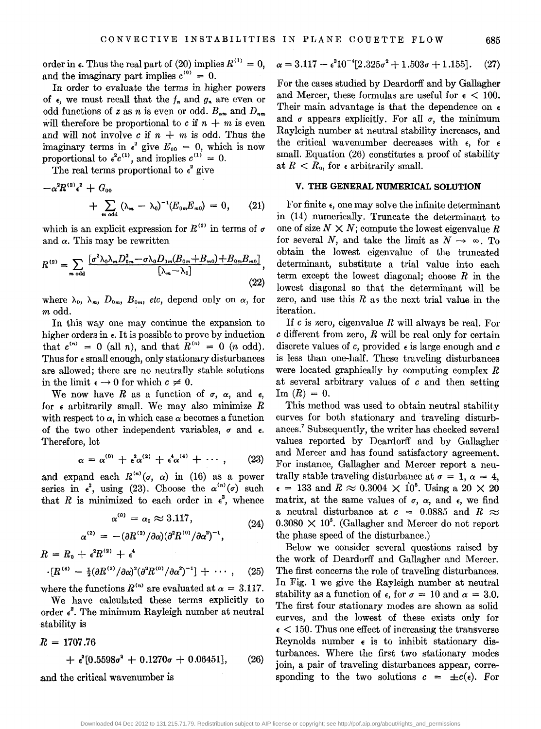order in $\epsilon$. Thus the real part of (20) implies $R^{(1)} = 0$, and the imaginary part implies $c^{(0)} = 0$.

In order to evaluate the terms in higher powers of $\epsilon$, we must recall that the $f_n$ and $g_n$ are even or odd functions of $z$ as $n$ is even or odd. $B_{nm}$ and $D_{nm}$ will therefore be proportional to $c$ if $n + m$ is even and will not involve $c$ if $n + m$ is odd. Thus the imaginary terms in $\epsilon^2$ give $E_{00} = 0$, which is now proportional to $\epsilon^2 c^{(1)}$, and implies $c^{(1)} = 0$.

The real terms proportional to $\epsilon^2$ give

$$-\alpha^2 R^{(2)} \epsilon^2 + G_{00} + \sum_{m \text{ odd}} (\lambda_m - \lambda_0)^{-1}(E_{0m}E_{m0}) = 0, \qquad (21)$$

which is an explicit expression for $R^{(2)}$ in terms of $\sigma$ and $\alpha$. This may be rewritten

$$R^{(2)} = \sum_{m \text{ odd}} \frac{[\sigma^2\lambda_0\lambda_m D_{0m}^2 - \sigma\lambda_0 D_{0m}(B_{0m}+B_{m0}) + B_{0m}B_{m0}]}{[\lambda_m - \lambda_0]}, \qquad (22)$$

where $\lambda_0$, $\lambda_m$, $D_{0m}$, $B_{0m}$, *etc*, depend only on $\alpha$, for $m$ odd.

In this way one may continue the expansion to higher orders in $\epsilon$. It is possible to prove by induction that $c^{(n)} = 0$ (all $n$), and that $R^{(n)} = 0$ ($n$ odd). Thus for $\epsilon$ small enough, only stationary disturbances are allowed; there are no neutrally stable solutions in the limit $\epsilon \to 0$ for which $c \neq 0$.

We now have $R$ as a function of $\sigma$, $\alpha$, and $\epsilon$, for $\epsilon$ arbitrarily small. We may also minimize $R$ with respect to $\alpha$, in which case $\alpha$ becomes a function of the two other independent variables, $\sigma$ and $\epsilon$. Therefore, let

$$\alpha = \alpha^{(0)} + \epsilon^2\alpha^{(2)} + \epsilon^4\alpha^{(4)} + \cdots, \qquad (23)$$

and expand each $R^{(n)}(\sigma, \alpha)$ in (16) as a power series in $\epsilon^2$, using (23). Choose the $\alpha^{(n)}(\sigma)$ such that $R$ is minimized to each order in $\epsilon^2$, whence

$$\alpha^{(0)} = \alpha_0 \approx 3.117,$$
$$\alpha^{(2)} = -(\partial R^{(2)}/\partial\alpha)(\partial^2 R^{(0)}/\partial\alpha^2)^{-1}, \qquad (24)$$

$$R = R_0 + \epsilon^2 R^{(2)} + \epsilon^4 \cdot [R^{(4)} - \tfrac{1}{2}(\partial R^{(2)}/\partial\alpha)^2(\partial^2 R^{(0)}/\partial\alpha^2)^{-1}] + \cdots, \qquad (25)$$

where the functions $R^{(n)}$ are evaluated at $\alpha = 3.117$.

We have calculated these terms explicitly to order $\epsilon^2$. The minimum Rayleigh number at neutral stability is

$$R = 1707.76 + \epsilon^2[0.5598\sigma^2 + 0.1270\sigma + 0.06451], \qquad (26)$$

and the critical wavenumber is

$$\alpha = 3.117 - \epsilon^2 10^{-4}[2.325\sigma^2 + 1.503\sigma + 1.155]. \qquad (27)$$

For the cases studied by Deardorff and by Gallagher and Mercer, these formulas are useful for $\epsilon < 100$. Their main advantage is that the dependence on $\epsilon$ and $\sigma$ appears explicitly. For all $\sigma$, the minimum Rayleigh number at neutral stability increases, and the critical wavenumber decreases with $\epsilon$, for $\epsilon$ small. Equation (26) constitutes a proof of stability at $R < R_0$, for $\epsilon$ arbitrarily small.

## V. THE GENERAL NUMERICAL SOLUTION

For finite $\epsilon$, one may solve the infinite determinant in (14) numerically. Truncate the determinant to one of size $N \times N$; compute the lowest eigenvalue $R$ for several $N$, and take the limit as $N \to \infty$. To obtain the lowest eigenvalue of the truncated determinant, substitute a trial value into each term except the lowest diagonal; choose $R$ in the lowest diagonal so that the determinant will be zero, and use this $R$ as the next trial value in the iteration.

If $c$ is zero, eigenvalue $R$ will always be real. For $c$ different from zero, $R$ will be real only for certain discrete values of $c$, provided $\epsilon$ is large enough and $c$ is less than one-half. These traveling disturbances were located graphically by computing complex $R$ at several arbitrary values of $c$ and then setting $\text{Im}(R) = 0$.

This method was used to obtain neutral stability curves for both stationary and traveling disturbances.[7] Subsequently, the writer has checked several values reported by Deardorff and by Gallagher and Mercer and has found satisfactory agreement. For instance, Gallagher and Mercer report a neutrally stable traveling disturbance at $\sigma = 1$, $\alpha = 4$, $\epsilon = 133$ and $R \approx 0.3004 \times 10^5$. Using a $20 \times 20$ matrix, at the same values of $\sigma$, $\alpha$, and $\epsilon$, we find a neutral disturbance at $c = 0.0885$ and $R \approx 0.3080 \times 10^5$. (Gallagher and Mercer do not report the phase speed of the disturbance.)

Below we consider several questions raised by the work of Deardorff and Gallagher and Mercer. The first concerns the role of traveling disturbances. In Fig. 1 we give the Rayleigh number at neutral stability as a function of $\epsilon$, for $\sigma = 10$ and $\alpha = 3.0$. The first four stationary modes are shown as solid curves, and the lowest of these exists only for $\epsilon < 150$. Thus one effect of increasing the transverse Reynolds number $\epsilon$ is to inhibit stationary disturbances. Where the first two stationary modes join, a pair of traveling disturbances appear, corresponding to the two solutions $c = \pm c(\epsilon)$. For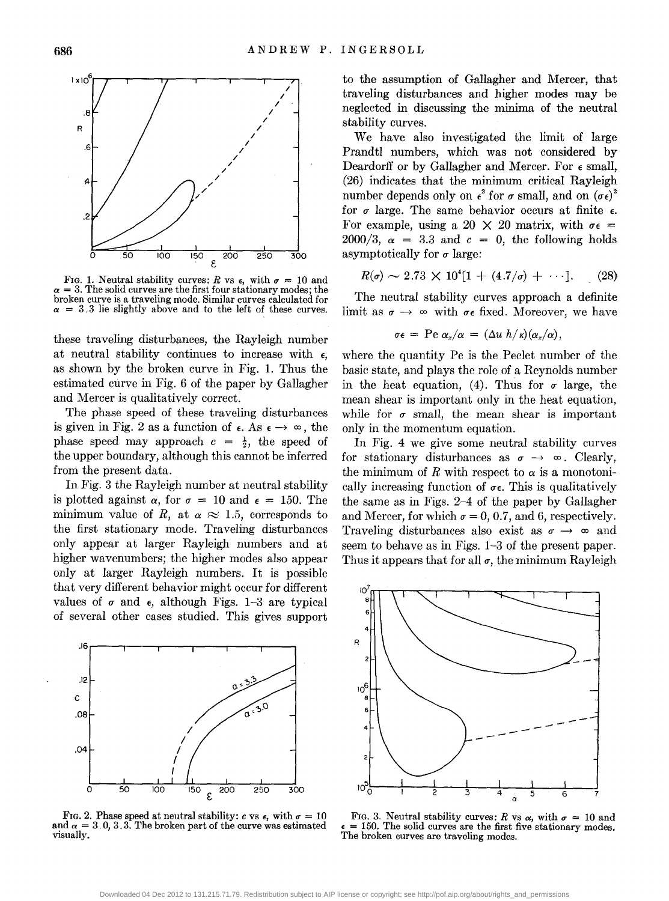FIG. 1. Neutral stability curves: $R$ vs $\epsilon$, with $\sigma = 10$ and $\alpha = 3$. The solid curves are the first four stationary modes; the broken curve is a traveling mode. Similar curves calculated for $\alpha = 3.3$ lie slightly above and to the left of these curves.

these traveling disturbances, the Rayleigh number at neutral stability continues to increase with $\epsilon$, as shown by the broken curve in Fig. 1. Thus the estimated curve in Fig. 6 of the paper by Gallagher and Mercer is qualitatively correct.

The phase speed of these traveling disturbances is given in Fig. 2 as a function of $\epsilon$. As $\epsilon \to \infty$, the phase speed may approach $c = \frac{1}{2}$, the speed of the upper boundary, although this cannot be inferred from the present data.

In Fig. 3 the Rayleigh number at neutral stability is plotted against $\alpha$, for $\sigma = 10$ and $\epsilon = 150$. The minimum value of $R$, at $\alpha \approx 1.5$, corresponds to the first stationary mode. Traveling disturbances only appear at larger Rayleigh numbers and at higher wavenumbers; the higher modes also appear only at larger Rayleigh numbers. It is possible that very different behavior might occur for different values of $\sigma$ and $\epsilon$, although Figs. 1–3 are typical of several other cases studied. This gives support

FIG. 2. Phase speed at neutral stability: $c$ vs $\epsilon$, with $\sigma = 10$ and $\alpha = 3.0, 3.3$. The broken part of the curve was estimated visually.

to the assumption of Gallagher and Mercer, that traveling disturbances and higher modes may be neglected in discussing the minima of the neutral stability curves.

We have also investigated the limit of large Prandtl numbers, which was not considered by Deardorff or by Gallagher and Mercer. For $\epsilon$ small, (26) indicates that the minimum critical Rayleigh number depends only on $\epsilon^2$ for $\sigma$ small, and on $(\sigma\epsilon)^2$ for $\sigma$ large. The same behavior occurs at finite $\epsilon$. For example, using a $20 \times 20$ matrix, with $\sigma\epsilon = 2000/3$, $\alpha = 3.3$ and $c = 0$, the following holds asymptotically for $\sigma$ large:

$$R(\sigma) \sim 2.73 \times 10^4[1 + (4.7/\sigma) + \cdots]. \quad (28)$$

The neutral stability curves approach a definite limit as $\sigma \to \infty$ with $\sigma\epsilon$ fixed. Moreover, we have

$$\sigma\epsilon = \text{Pe}\,\alpha_x/\alpha = (\Delta u\,h/\kappa)(\alpha_x/\alpha),$$

where the quantity Pe is the Peclet number of the basic state, and plays the role of a Reynolds number in the heat equation, (4). Thus for $\sigma$ large, the mean shear is important only in the heat equation, while for $\sigma$ small, the mean shear is important only in the momentum equation.

In Fig. 4 we give some neutral stability curves for stationary disturbances as $\sigma \to \infty$. Clearly, the minimum of $R$ with respect to $\alpha$ is a monotonically increasing function of $\sigma\epsilon$. This is qualitatively the same as in Figs. 2–4 of the paper by Gallagher and Mercer, for which $\sigma = 0$, 0.7, and 6, respectively. Traveling disturbances also exist as $\sigma \to \infty$ and seem to behave as in Figs. 1–3 of the present paper. Thus it appears that for all $\sigma$, the minimum Rayleigh

FIG. 3. Neutral stability curves: $R$ vs $\alpha$, with $\sigma = 10$ and $\epsilon = 150$. The solid curves are the first five stationary modes. The broken curves are traveling modes.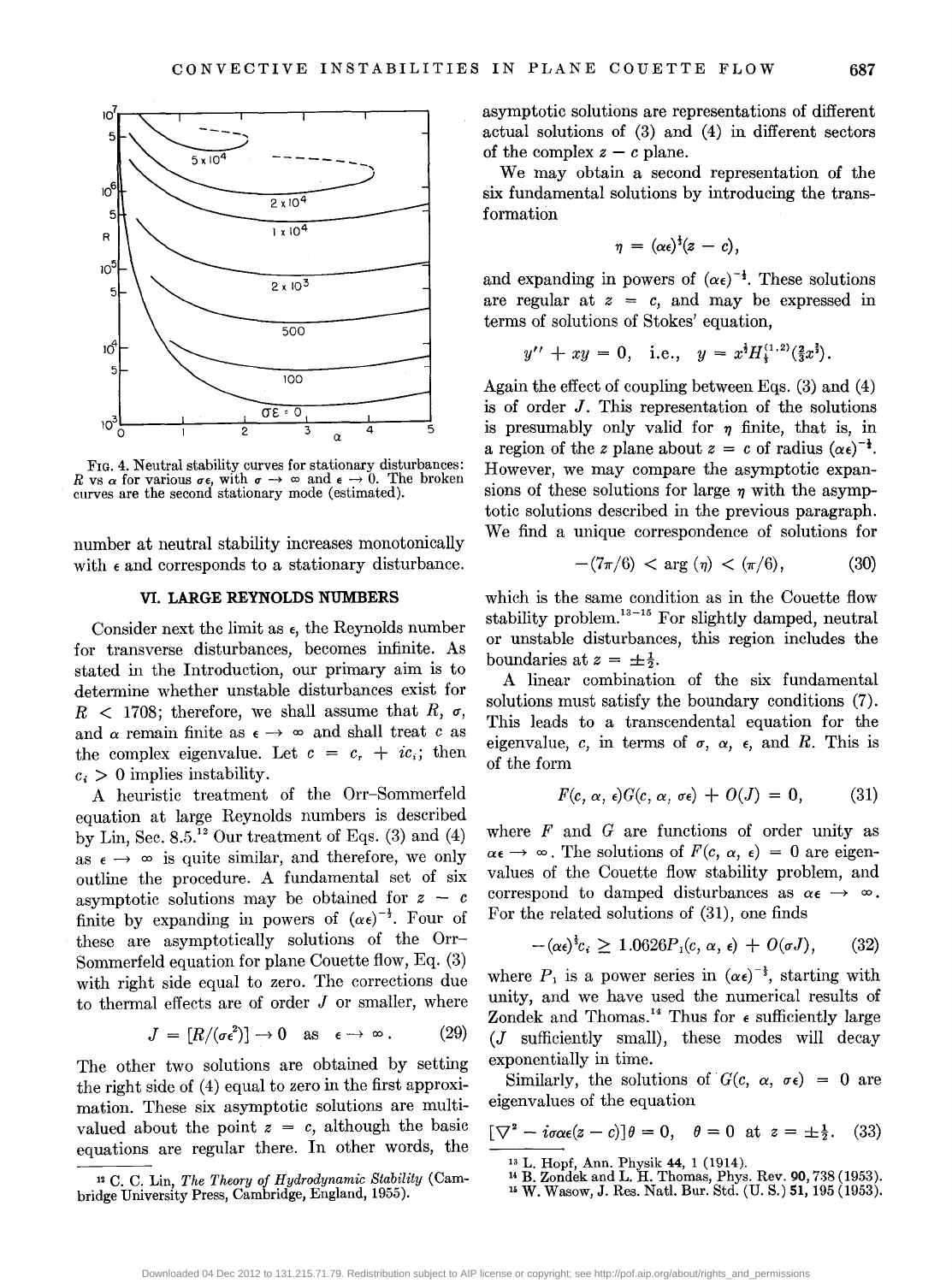FIG. 4. Neutral stability curves for stationary disturbances: $R$ vs $\alpha$ for various $\sigma\epsilon$, with $\sigma \to \infty$ and $\epsilon \to 0$. The broken curves are the second stationary mode (estimated).

number at neutral stability increases monotonically with $\epsilon$ and corresponds to a stationary disturbance.

## VI. LARGE REYNOLDS NUMBERS

Consider next the limit as $\epsilon$, the Reynolds number for transverse disturbances, becomes infinite. As stated in the Introduction, our primary aim is to determine whether unstable disturbances exist for $R < 1708$; therefore, we shall assume that $R$, $\sigma$, and $\alpha$ remain finite as $\epsilon \to \infty$ and shall treat $c$ as the complex eigenvalue. Let $c = c_r + ic_i$; then $c_i > 0$ implies instability.

A heuristic treatment of the Orr–Sommerfeld equation at large Reynolds numbers is described by Lin, Sec. 8.5.[12] Our treatment of Eqs. (3) and (4) as $\epsilon \to \infty$ is quite similar, and therefore, we only outline the procedure. A fundamental set of six asymptotic solutions may be obtained for $z - c$ finite by expanding in powers of $(\alpha\epsilon)^{-\frac{1}{2}}$. Four of these are asymptotically solutions of the Orr–Sommerfeld equation for plane Couette flow, Eq. (3) with right side equal to zero. The corrections due to thermal effects are of order $J$ or smaller, where

$$J = [R/(\sigma\epsilon^2)] \to 0 \quad \text{as} \quad \epsilon \to \infty. \tag{29}$$

The other two solutions are obtained by setting the right side of (4) equal to zero in the first approximation. These six asymptotic solutions are multivalued about the point $z = c$, although the basic equations are regular there. In other words, the asymptotic solutions are representations of different actual solutions of (3) and (4) in different sectors of the complex $z - c$ plane.

We may obtain a second representation of the six fundamental solutions by introducing the transformation

$$\eta = (\alpha\epsilon)^{\frac{1}{3}}(z - c),$$

and expanding in powers of $(\alpha\epsilon)^{-\frac{1}{3}}$. These solutions are regular at $z = c$, and may be expressed in terms of solutions of Stokes' equation,

$$y'' + xy = 0, \quad \text{i.e.,} \quad y = x^{\frac{1}{2}}H_{\frac{1}{3}}^{(1,2)}(\tfrac{2}{3}x^{\frac{3}{2}}).$$

Again the effect of coupling between Eqs. (3) and (4) is of order $J$. This representation of the solutions is presumably only valid for $\eta$ finite, that is, in a region of the $z$ plane about $z = c$ of radius $(\alpha\epsilon)^{-\frac{1}{3}}$. However, we may compare the asymptotic expansions of these solutions for large $\eta$ with the asymptotic solutions described in the previous paragraph. We find a unique correspondence of solutions for

$$-(7\pi/6) < \arg(\eta) < (\pi/6), \tag{30}$$

which is the same condition as in the Couette flow stability problem.[13–15] For slightly damped, neutral or unstable disturbances, this region includes the boundaries at $z = \pm\frac{1}{2}$.

A linear combination of the six fundamental solutions must satisfy the boundary conditions (7). This leads to a transcendental equation for the eigenvalue, $c$, in terms of $\sigma$, $\alpha$, $\epsilon$, and $R$. This is of the form

$$F(c, \alpha, \epsilon)G(c, \alpha, \sigma\epsilon) + O(J) = 0, \tag{31}$$

where $F$ and $G$ are functions of order unity as $\alpha\epsilon \to \infty$. The solutions of $F(c, \alpha, \epsilon) = 0$ are eigenvalues of the Couette flow stability problem, and correspond to damped disturbances as $\alpha\epsilon \to \infty$. For the related solutions of (31), one finds

$$-(\alpha\epsilon)^{\frac{1}{3}}c_i \geq 1.0626P_1(c, \alpha, \epsilon) + O(\sigma J), \tag{32}$$

where $P_1$ is a power series in $(\alpha\epsilon)^{-\frac{1}{3}}$, starting with unity, and we have used the numerical results of Zondek and Thomas.[14] Thus for $\epsilon$ sufficiently large ($J$ sufficiently small), these modes will decay exponentially in time.

Similarly, the solutions of $G(c, \alpha, \sigma\epsilon) = 0$ are eigenvalues of the equation

$$[\nabla^2 - i\sigma\alpha\epsilon(z - c)]\theta = 0, \quad \theta = 0 \text{ at } z = \pm\tfrac{1}{2}. \tag{33}$$

[12] C. C. Lin, *The Theory of Hydrodynamic Stability* (Cambridge University Press, Cambridge, England, 1955).

[13] L. Hopf, Ann. Physik **44**, 1 (1914).

[14] B. Zondek and L. H. Thomas, Phys. Rev. **90**, 738 (1953).

[15] W. Wasow, J. Res. Natl. Bur. Std. (U. S.) **51**, 195 (1953).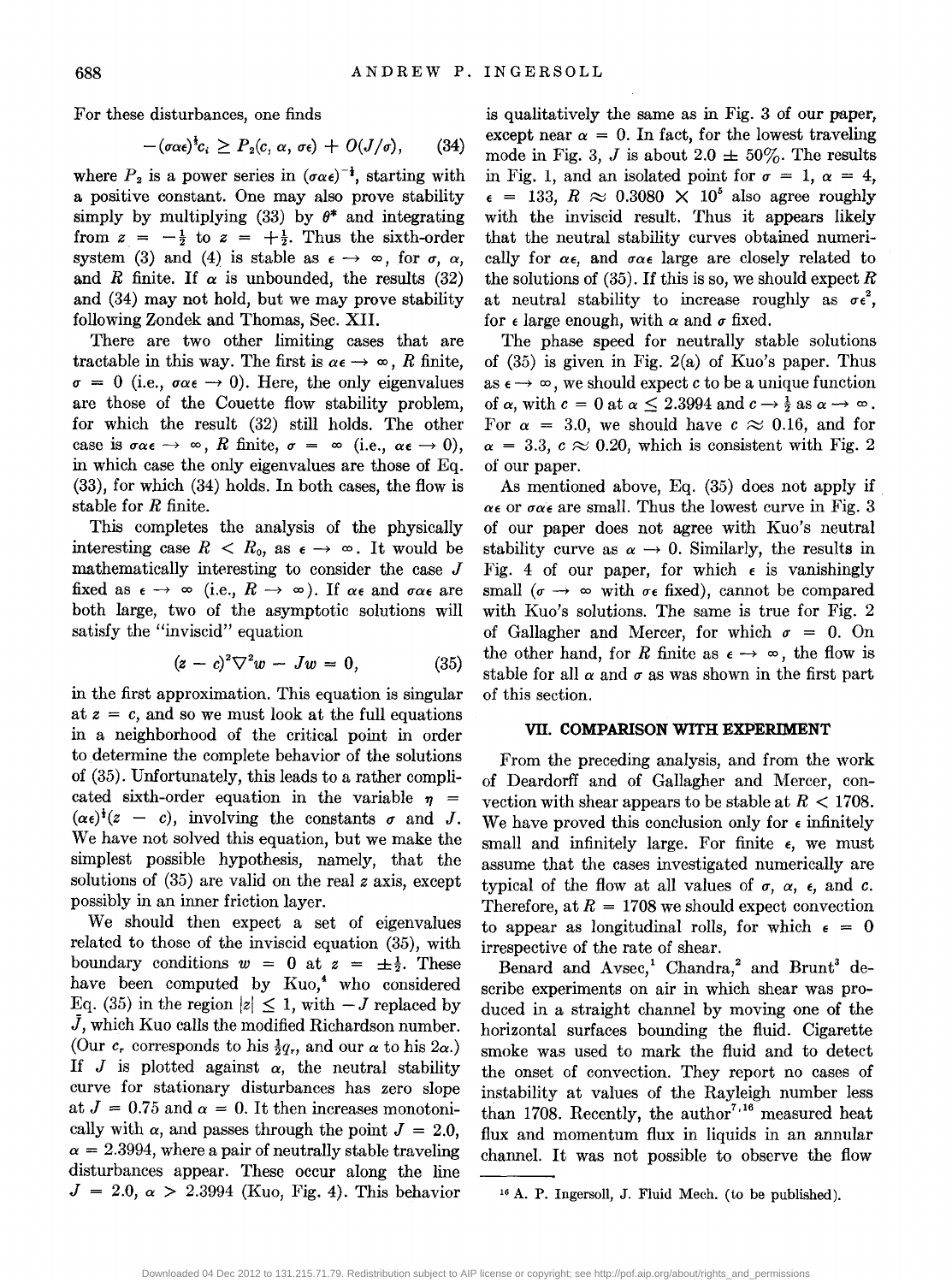For these disturbances, one finds

$$-(\sigma\alpha\epsilon)^{\frac{1}{2}}c_i \geq P_2(c, \alpha, \sigma\epsilon) + O(J/\sigma), \qquad (34)$$

where $P_2$ is a power series in $(\sigma\alpha\epsilon)^{-\frac{1}{2}}$, starting with a positive constant. One may also prove stability simply by multiplying (33) by $\theta^*$ and integrating from $z = -\frac{1}{2}$ to $z = +\frac{1}{2}$. Thus the sixth-order system (3) and (4) is stable as $\epsilon \to \infty$, for $\sigma$, $\alpha$, and $R$ finite. If $\alpha$ is unbounded, the results (32) and (34) may not hold, but we may prove stability following Zondek and Thomas, Sec. XII.

There are two other limiting cases that are tractable in this way. The first is $\alpha\epsilon \to \infty$, $R$ finite, $\sigma = 0$ (i.e., $\sigma\alpha\epsilon \to 0$). Here, the only eigenvalues are those of the Couette flow stability problem, for which the result (32) still holds. The other case is $\sigma\alpha\epsilon \to \infty$, $R$ finite, $\sigma = \infty$ (i.e., $\alpha\epsilon \to 0$), in which case the only eigenvalues are those of Eq. (33), for which (34) holds. In both cases, the flow is stable for $R$ finite.

This completes the analysis of the physically interesting case $R < R_0$, as $\epsilon \to \infty$. It would be mathematically interesting to consider the case $J$ fixed as $\epsilon \to \infty$ (i.e., $R \to \infty$). If $\alpha\epsilon$ and $\sigma\alpha\epsilon$ are both large, two of the asymptotic solutions will satisfy the "inviscid" equation

$$(z - c)^2\nabla^2 w - Jw = 0, \qquad (35)$$

in the first approximation. This equation is singular at $z = c$, and so we must look at the full equations in a neighborhood of the critical point in order to determine the complete behavior of the solutions of (35). Unfortunately, this leads to a rather complicated sixth-order equation in the variable $\eta = (\alpha\epsilon)^{\frac{1}{3}}(z - c)$, involving the constants $\sigma$ and $J$. We have not solved this equation, but we make the simplest possible hypothesis, namely, that the solutions of (35) are valid on the real $z$ axis, except possibly in an inner friction layer.

We should then expect a set of eigenvalues related to those of the inviscid equation (35), with boundary conditions $w = 0$ at $z = \pm\frac{1}{2}$. These have been computed by Kuo,[4] who considered Eq. (35) in the region $|z| \leq 1$, with $-J$ replaced by $\bar{J}$, which Kuo calls the modified Richardson number. (Our $c_r$ corresponds to his $\frac{1}{2}q_r$, and our $\alpha$ to his $2\alpha$.) If $J$ is plotted against $\alpha$, the neutral stability curve for stationary disturbances has zero slope at $J = 0.75$ and $\alpha = 0$. It then increases monotonically with $\alpha$, and passes through the point $J = 2.0$, $\alpha = 2.3994$, where a pair of neutrally stable traveling disturbances appear. These occur along the line $J = 2.0$, $\alpha > 2.3994$ (Kuo, Fig. 4). This behavior is qualitatively the same as in Fig. 3 of our paper, except near $\alpha = 0$. In fact, for the lowest traveling mode in Fig. 3, $J$ is about $2.0 \pm 50\%$. The results in Fig. 1, and an isolated point for $\sigma = 1$, $\alpha = 4$, $\epsilon = 133$, $R \approx 0.3080 \times 10^5$ also agree roughly with the inviscid result. Thus it appears likely that the neutral stability curves obtained numerically for $\alpha\epsilon$, and $\sigma\alpha\epsilon$ large are closely related to the solutions of (35). If this is so, we should expect $R$ at neutral stability to increase roughly as $\sigma\epsilon^2$, for $\epsilon$ large enough, with $\alpha$ and $\sigma$ fixed.

The phase speed for neutrally stable solutions of (35) is given in Fig. 2(a) of Kuo's paper. Thus as $\epsilon \to \infty$, we should expect $c$ to be a unique function of $\alpha$, with $c = 0$ at $\alpha \leq 2.3994$ and $c \to \frac{1}{2}$ as $\alpha \to \infty$. For $\alpha = 3.0$, we should have $c \approx 0.16$, and for $\alpha = 3.3$, $c \approx 0.20$, which is consistent with Fig. 2 of our paper.

As mentioned above, Eq. (35) does not apply if $\alpha\epsilon$ or $\sigma\alpha\epsilon$ are small. Thus the lowest curve in Fig. 3 of our paper does not agree with Kuo's neutral stability curve as $\alpha \to 0$. Similarly, the results in Fig. 4 of our paper, for which $\epsilon$ is vanishingly small ($\sigma \to \infty$ with $\sigma\epsilon$ fixed), cannot be compared with Kuo's solutions. The same is true for Fig. 2 of Gallagher and Mercer, for which $\sigma = 0$. On the other hand, for $R$ finite as $\epsilon \to \infty$, the flow is stable for all $\alpha$ and $\sigma$ as was shown in the first part of this section.

## VII. COMPARISON WITH EXPERIMENT

From the preceding analysis, and from the work of Deardorff and of Gallagher and Mercer, convection with shear appears to be stable at $R < 1708$. We have proved this conclusion only for $\epsilon$ infinitely small and infinitely large. For finite $\epsilon$, we must assume that the cases investigated numerically are typical of the flow at all values of $\sigma$, $\alpha$, $\epsilon$, and $c$. Therefore, at $R = 1708$ we should expect convection to appear as longitudinal rolls, for which $\epsilon = 0$ irrespective of the rate of shear.

Benard and Avsec,[1] Chandra,[2] and Brunt[3] describe experiments on air in which shear was produced in a straight channel by moving one of the horizontal surfaces bounding the fluid. Cigarette smoke was used to mark the fluid and to detect the onset of convection. They report no cases of instability at values of the Rayleigh number less than 1708. Recently, the author[7,16] measured heat flux and momentum flux in liquids in an annular channel. It was not possible to observe the flow

[16] A. P. Ingersoll, J. Fluid Mech. (to be published).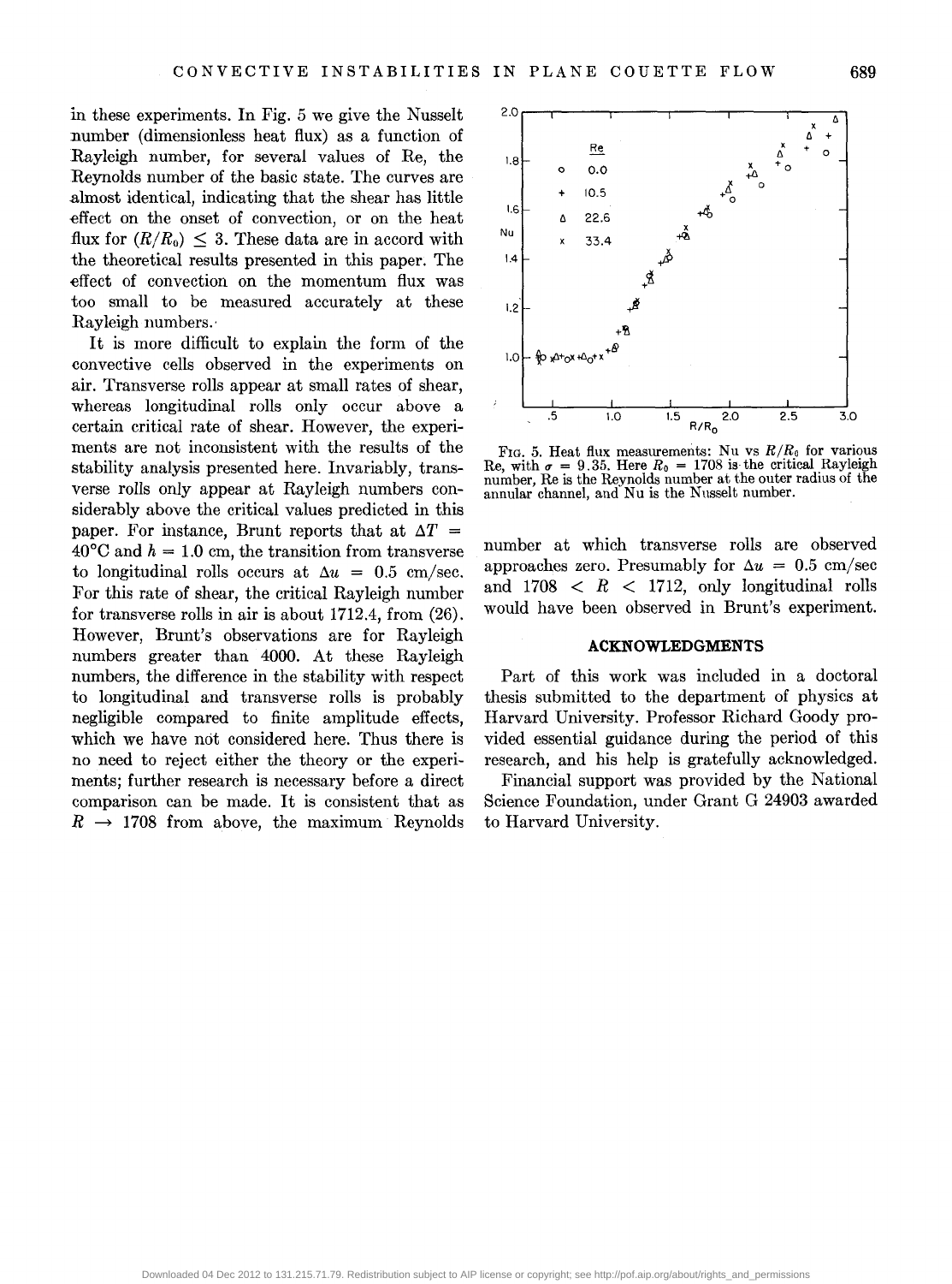in these experiments. In Fig. 5 we give the Nusselt number (dimensionless heat flux) as a function of Rayleigh number, for several values of Re, the Reynolds number of the basic state. The curves are almost identical, indicating that the shear has little effect on the onset of convection, or on the heat flux for $(R/R_0) \leq 3$. These data are in accord with the theoretical results presented in this paper. The effect of convection on the momentum flux was too small to be measured accurately at these Rayleigh numbers.

It is more difficult to explain the form of the convective cells observed in the experiments on air. Transverse rolls appear at small rates of shear, whereas longitudinal rolls only occur above a certain critical rate of shear. However, the experiments are not inconsistent with the results of the stability analysis presented here. Invariably, transverse rolls only appear at Rayleigh numbers considerably above the critical values predicted in this paper. For instance, Brunt reports that at $\Delta T = 40°\text{C}$ and $h = 1.0$ cm, the transition from transverse to longitudinal rolls occurs at $\Delta u = 0.5$ cm/sec. For this rate of shear, the critical Rayleigh number for transverse rolls in air is about 1712.4, from (26). However, Brunt's observations are for Rayleigh numbers greater than 4000. At these Rayleigh numbers, the difference in the stability with respect to longitudinal and transverse rolls is probably negligible compared to finite amplitude effects, which we have not considered here. Thus there is no need to reject either the theory or the experiments; further research is necessary before a direct comparison can be made. It is consistent that as $R \rightarrow 1708$ from above, the maximum Reynolds number at which transverse rolls are observed approaches zero. Presumably for $\Delta u = 0.5$ cm/sec and $1708 < R < 1712$, only longitudinal rolls would have been observed in Brunt's experiment.

Re
o 0.0
+ 10.5
Δ 22.6
x 33.4

Nu
2.0
1.8
1.6
1.4
1.2
1.0

.5
1.0
1.5
2.0
2.5
3.0
$R/R_0$

FIG. 5. Heat flux measurements: Nu vs $R/R_0$ for various Re, with $\sigma = 9.35$. Here $R_0 = 1708$ is the critical Rayleigh number, Re is the Reynolds number at the outer radius of the annular channel, and Nu is the Nusselt number.

## ACKNOWLEDGMENTS

Part of this work was included in a doctoral thesis submitted to the department of physics at Harvard University. Professor Richard Goody provided essential guidance during the period of this research, and his help is gratefully acknowledged.

Financial support was provided by the National Science Foundation, under Grant G 24903 awarded to Harvard University.